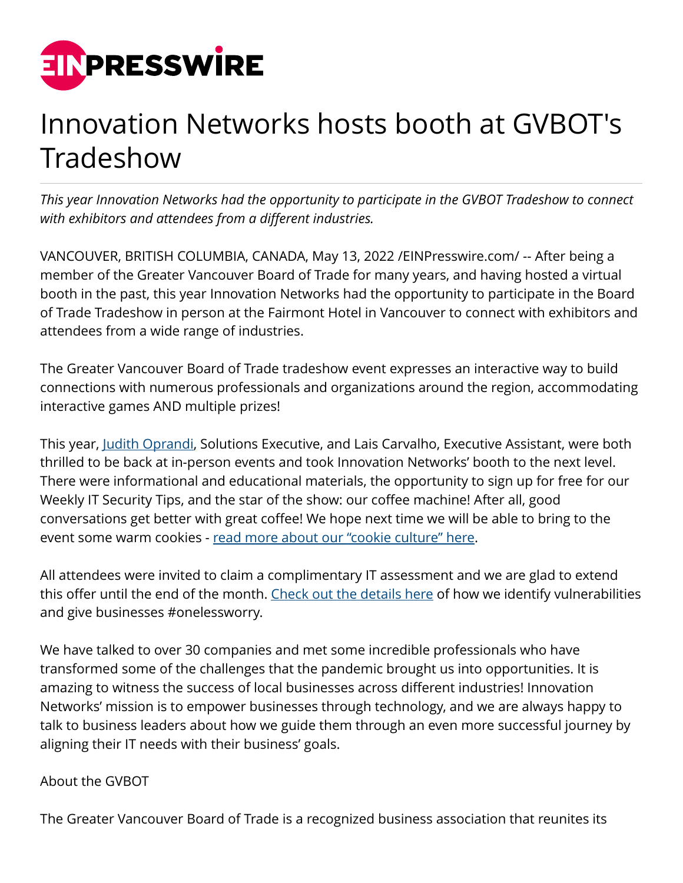# Innovation Networks hosts booth at GVBOT's Tradeshow

*This year Innovation Networks had the opportunity to participate in the GVBOT Tradeshow to connect with exhibitors and attendees from a different industries.*

VANCOUVER, BRITISH COLUMBIA, CANADA, May 13, 2022 /EINPresswire.com/ -- After being a member of the Greater Vancouver Board of Trade for many years, and having hosted a virtual booth in the past, this year Innovation Networks had the opportunity to participate in the Board of Trade Tradeshow in person at the Fairmont Hotel in Vancouver to connect with exhibitors and attendees from a wide range of industries.

The Greater Vancouver Board of Trade tradeshow event expresses an interactive way to build connections with numerous professionals and organizations around the region, accommodating interactive games AND multiple prizes!

This year, Judith Oprandi, Solutions Executive, and Lais Carvalho, Executive Assistant, were both thrilled to be back at in-person events and took Innovation Networks' booth to the next level. There were informational and educational materials, the opportunity to sign up for free for our Weekly IT Security Tips, and the star of the show: our coffee machine! After all, good conversations get better with great coffee! We hope next time we will be able to bring to the event some warm cookies - read more about our "cookie culture" here.

All attendees were invited to claim a complimentary IT assessment and we are glad to extend this offer until the end of the month. Check out the details here of how we identify vulnerabilities and give businesses #onelessworry.

We have talked to over 30 companies and met some incredible professionals who have transformed some of the challenges that the pandemic brought us into opportunities. It is amazing to witness the success of local businesses across different industries! Innovation Networks' mission is to empower businesses through technology, and we are always happy to talk to business leaders about how we guide them through an even more successful journey by aligning their IT needs with their business' goals.

About the GVBOT

The Greater Vancouver Board of Trade is a recognized business association that reunites its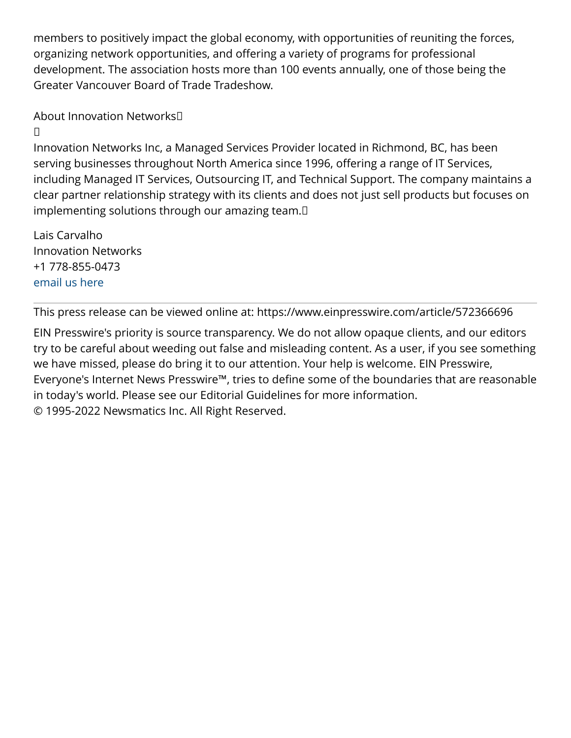members to positively impact the global economy, with opportunities of reuniting the forces, organizing network opportunities, and offering a variety of programs for professional development. The association hosts more than 100 events annually, one of those being the Greater Vancouver Board of Trade Tradeshow.

About Innovation Networks

Innovation Networks Inc, a Managed Services Provider located in Richmond, BC, has been serving businesses throughout North America since 1996, offering a range of IT Services, including Managed IT Services, Outsourcing IT, and Technical Support. The company maintains a clear partner relationship strategy with its clients and does not just sell products but focuses on implementing solutions through our amazing team.

Lais Carvalho
Innovation Networks
+1 778-855-0473
email us here

---

This press release can be viewed online at: https://www.einpresswire.com/article/572366696

EIN Presswire's priority is source transparency. We do not allow opaque clients, and our editors try to be careful about weeding out false and misleading content. As a user, if you see something we have missed, please do bring it to our attention. Your help is welcome. EIN Presswire, Everyone's Internet News Presswire™, tries to define some of the boundaries that are reasonable in today's world. Please see our Editorial Guidelines for more information.
© 1995-2022 Newsmatics Inc. All Right Reserved.